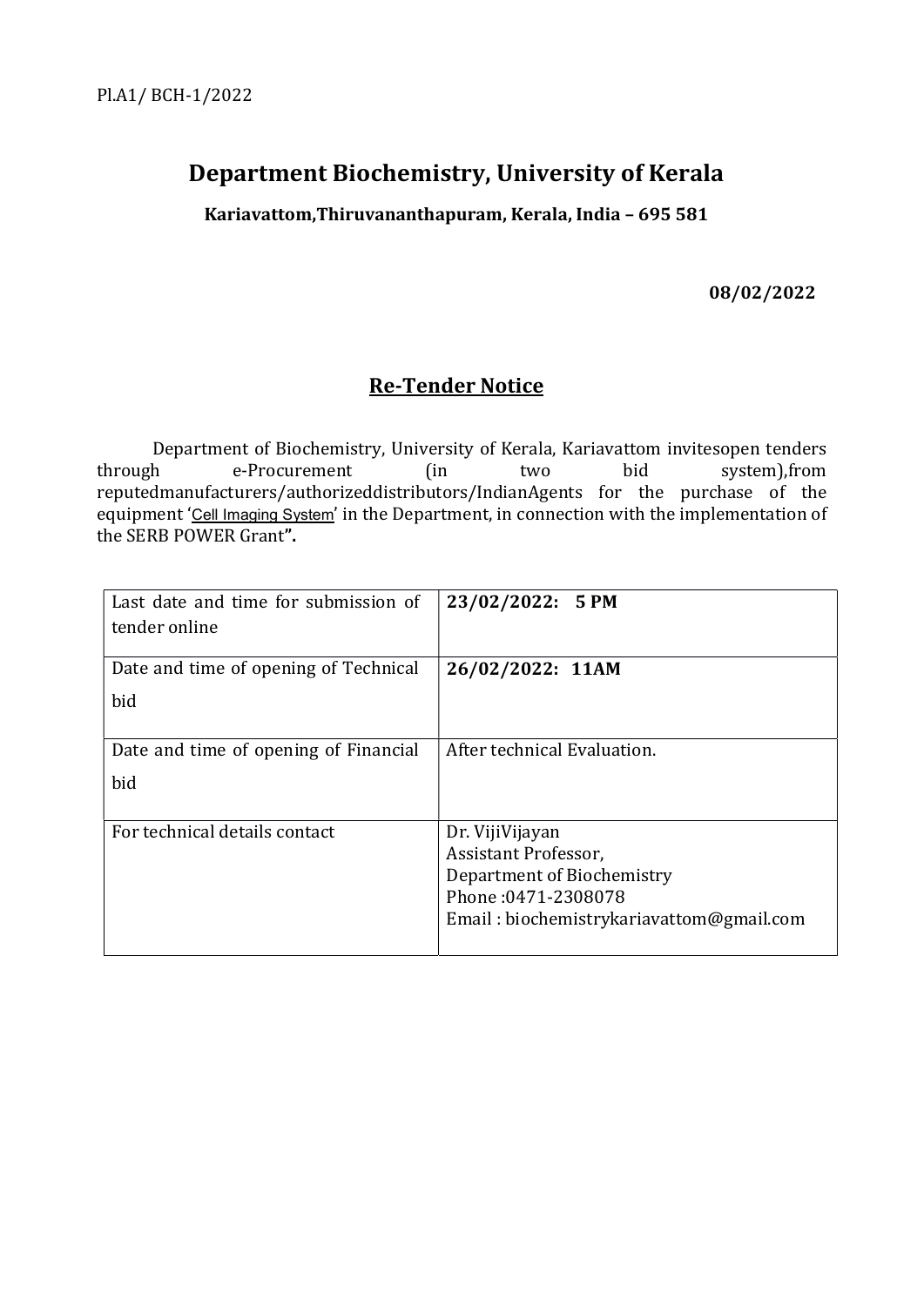Pl.A1/ BCH-1/2022

# Department Biochemistry, University of Kerala

**Kariavattom,Thiruvananthapuram, Kerala, India – 695 581**

**08/02/2022**

## Re-Tender Notice

Department of Biochemistry, University of Kerala, Kariavattom invitesopen tenders through e-Procurement (in two bid system),from reputedmanufacturers/authorizeddistributors/IndianAgents for the purchase of the equipment 'Cell Imaging System' in the Department, in connection with the implementation of the SERB POWER Grant**".**

| Last date and time for submission of tender online | **23/02/2022: 5 PM** |
|---|---|
| Date and time of opening of Technical bid | **26/02/2022: 11AM** |
| Date and time of opening of Financial bid | After technical Evaluation. |
| For technical details contact | Dr. VijiVijayan<br>Assistant Professor,<br>Department of Biochemistry<br>Phone :0471-2308078<br>Email : biochemistrykariavattom@gmail.com |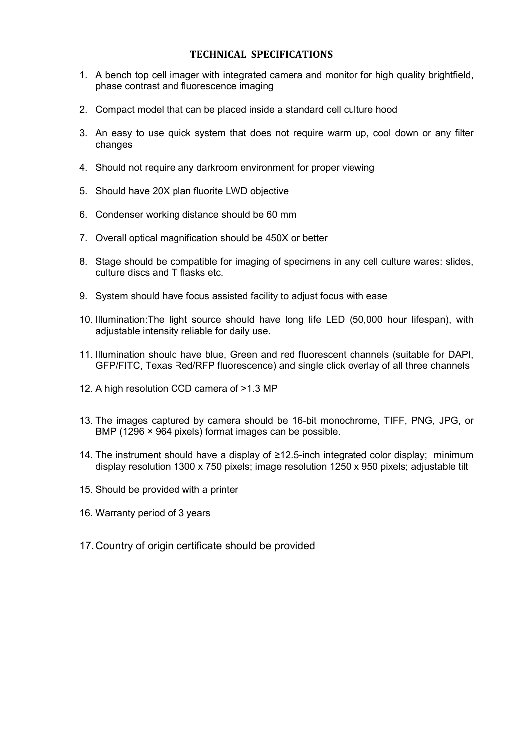## TECHNICAL SPECIFICATIONS

1. A bench top cell imager with integrated camera and monitor for high quality brightfield, phase contrast and fluorescence imaging
2. Compact model that can be placed inside a standard cell culture hood
3. An easy to use quick system that does not require warm up, cool down or any filter changes
4. Should not require any darkroom environment for proper viewing
5. Should have 20X plan fluorite LWD objective
6. Condenser working distance should be 60 mm
7. Overall optical magnification should be 450X or better
8. Stage should be compatible for imaging of specimens in any cell culture wares: slides, culture discs and T flasks etc.
9. System should have focus assisted facility to adjust focus with ease
10. Illumination:The light source should have long life LED (50,000 hour lifespan), with adjustable intensity reliable for daily use.
11. Illumination should have blue, Green and red fluorescent channels (suitable for DAPI, GFP/FITC, Texas Red/RFP fluorescence) and single click overlay of all three channels
12. A high resolution CCD camera of >1.3 MP
13. The images captured by camera should be 16-bit monochrome, TIFF, PNG, JPG, or BMP (1296 × 964 pixels) format images can be possible.
14. The instrument should have a display of ≥12.5-inch integrated color display; minimum display resolution 1300 x 750 pixels; image resolution 1250 x 950 pixels; adjustable tilt
15. Should be provided with a printer
16. Warranty period of 3 years
17. Country of origin certificate should be provided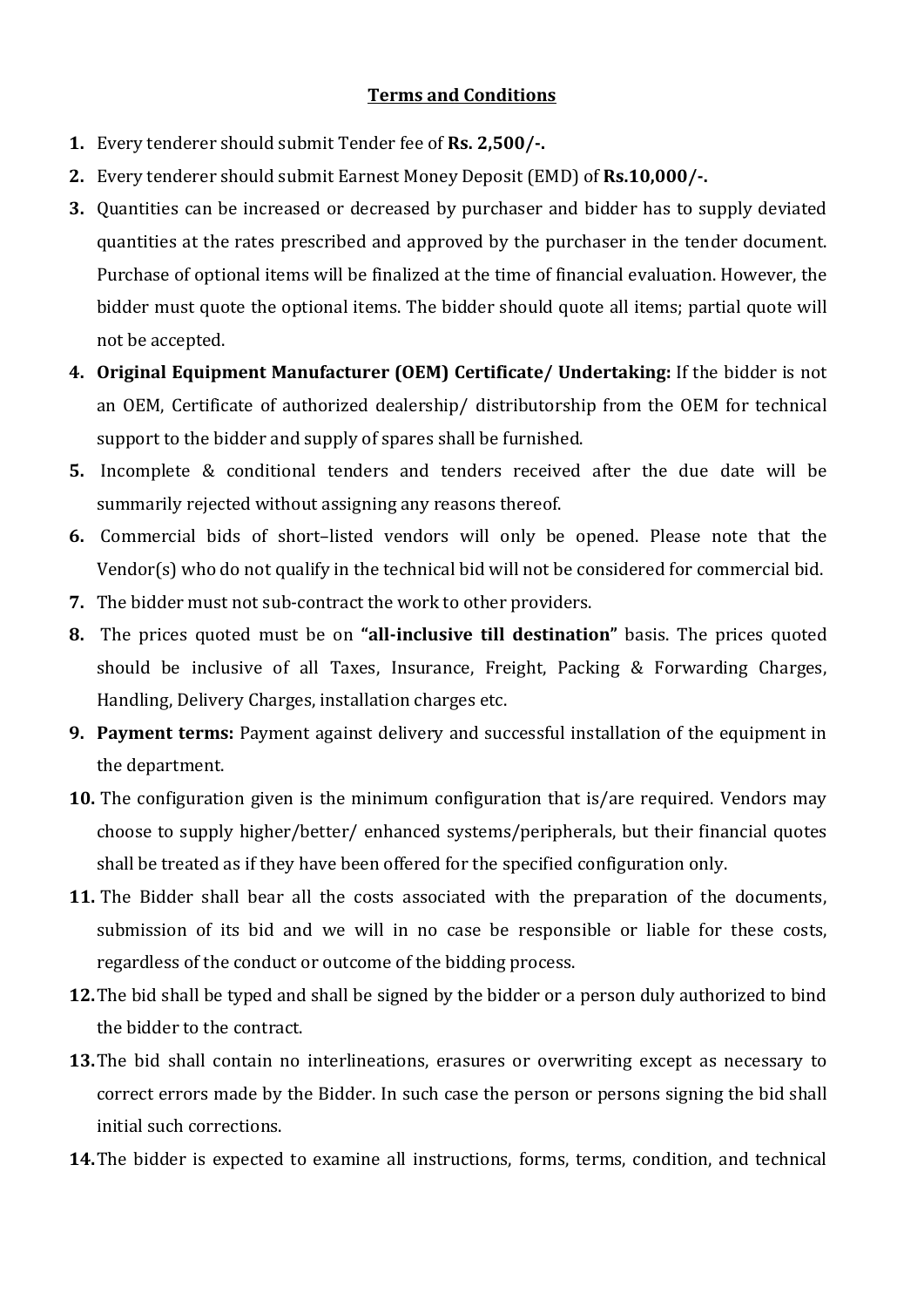## Terms and Conditions

1. Every tenderer should submit Tender fee of **Rs. 2,500/-.**
2. Every tenderer should submit Earnest Money Deposit (EMD) of **Rs.10,000/-.**
3. Quantities can be increased or decreased by purchaser and bidder has to supply deviated quantities at the rates prescribed and approved by the purchaser in the tender document. Purchase of optional items will be finalized at the time of financial evaluation. However, the bidder must quote the optional items. The bidder should quote all items; partial quote will not be accepted.
4. **Original Equipment Manufacturer (OEM) Certificate/ Undertaking:** If the bidder is not an OEM, Certificate of authorized dealership/ distributorship from the OEM for technical support to the bidder and supply of spares shall be furnished.
5. Incomplete & conditional tenders and tenders received after the due date will be summarily rejected without assigning any reasons thereof.
6. Commercial bids of short–listed vendors will only be opened. Please note that the Vendor(s) who do not qualify in the technical bid will not be considered for commercial bid.
7. The bidder must not sub-contract the work to other providers.
8. The prices quoted must be on **"all-inclusive till destination"** basis. The prices quoted should be inclusive of all Taxes, Insurance, Freight, Packing & Forwarding Charges, Handling, Delivery Charges, installation charges etc.
9. **Payment terms:** Payment against delivery and successful installation of the equipment in the department.
10. The configuration given is the minimum configuration that is/are required. Vendors may choose to supply higher/better/ enhanced systems/peripherals, but their financial quotes shall be treated as if they have been offered for the specified configuration only.
11. The Bidder shall bear all the costs associated with the preparation of the documents, submission of its bid and we will in no case be responsible or liable for these costs, regardless of the conduct or outcome of the bidding process.
12. The bid shall be typed and shall be signed by the bidder or a person duly authorized to bind the bidder to the contract.
13. The bid shall contain no interlineations, erasures or overwriting except as necessary to correct errors made by the Bidder. In such case the person or persons signing the bid shall initial such corrections.
14. The bidder is expected to examine all instructions, forms, terms, condition, and technical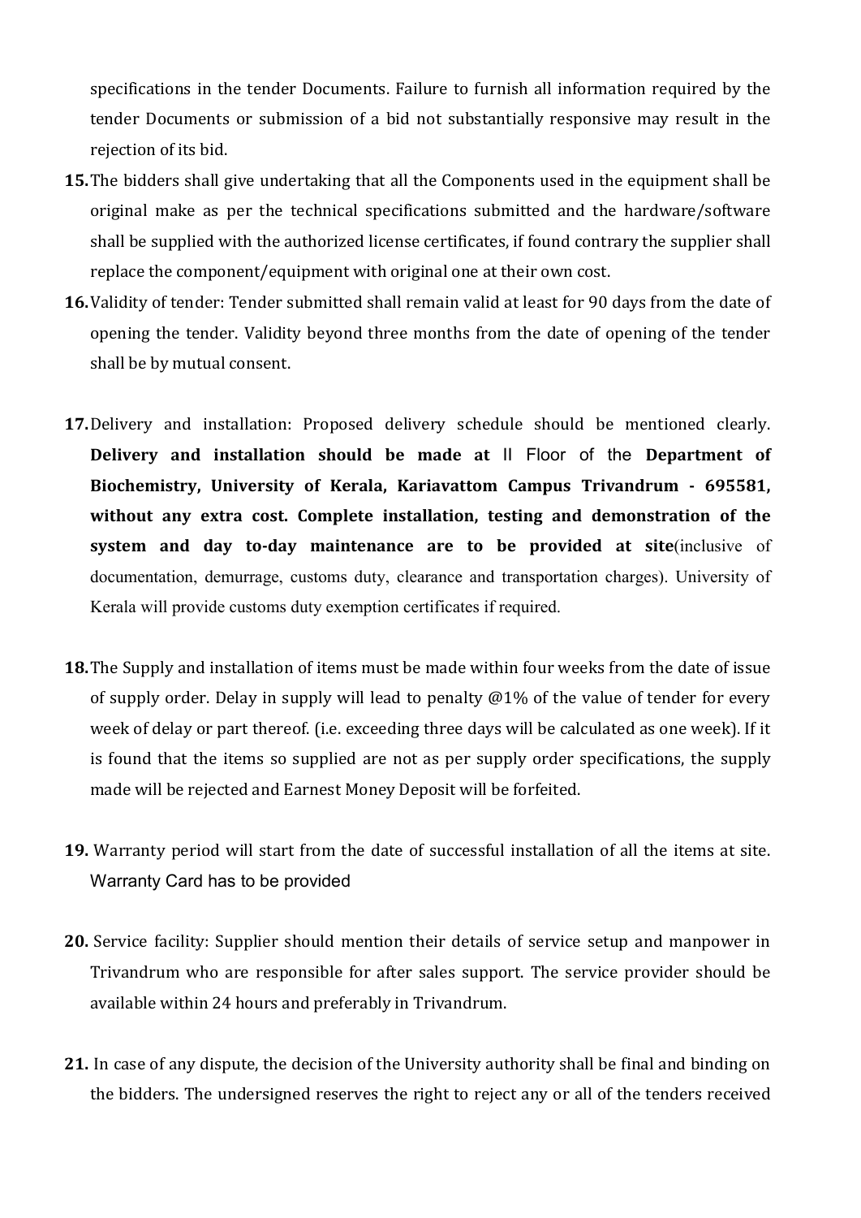specifications in the tender Documents. Failure to furnish all information required by the tender Documents or submission of a bid not substantially responsive may result in the rejection of its bid.

**15.** The bidders shall give undertaking that all the Components used in the equipment shall be original make as per the technical specifications submitted and the hardware/software shall be supplied with the authorized license certificates, if found contrary the supplier shall replace the component/equipment with original one at their own cost.

**16.** Validity of tender: Tender submitted shall remain valid at least for 90 days from the date of opening the tender. Validity beyond three months from the date of opening of the tender shall be by mutual consent.

**17.** Delivery and installation: Proposed delivery schedule should be mentioned clearly. **Delivery and installation should be made at** II Floor of the **Department of Biochemistry, University of Kerala, Kariavattom Campus Trivandrum - 695581, without any extra cost. Complete installation, testing and demonstration of the system and day to-day maintenance are to be provided at site**(inclusive of documentation, demurrage, customs duty, clearance and transportation charges). University of Kerala will provide customs duty exemption certificates if required.

**18.** The Supply and installation of items must be made within four weeks from the date of issue of supply order. Delay in supply will lead to penalty @1% of the value of tender for every week of delay or part thereof. (i.e. exceeding three days will be calculated as one week). If it is found that the items so supplied are not as per supply order specifications, the supply made will be rejected and Earnest Money Deposit will be forfeited.

**19.** Warranty period will start from the date of successful installation of all the items at site. Warranty Card has to be provided

**20.** Service facility: Supplier should mention their details of service setup and manpower in Trivandrum who are responsible for after sales support. The service provider should be available within 24 hours and preferably in Trivandrum.

**21.** In case of any dispute, the decision of the University authority shall be final and binding on the bidders. The undersigned reserves the right to reject any or all of the tenders received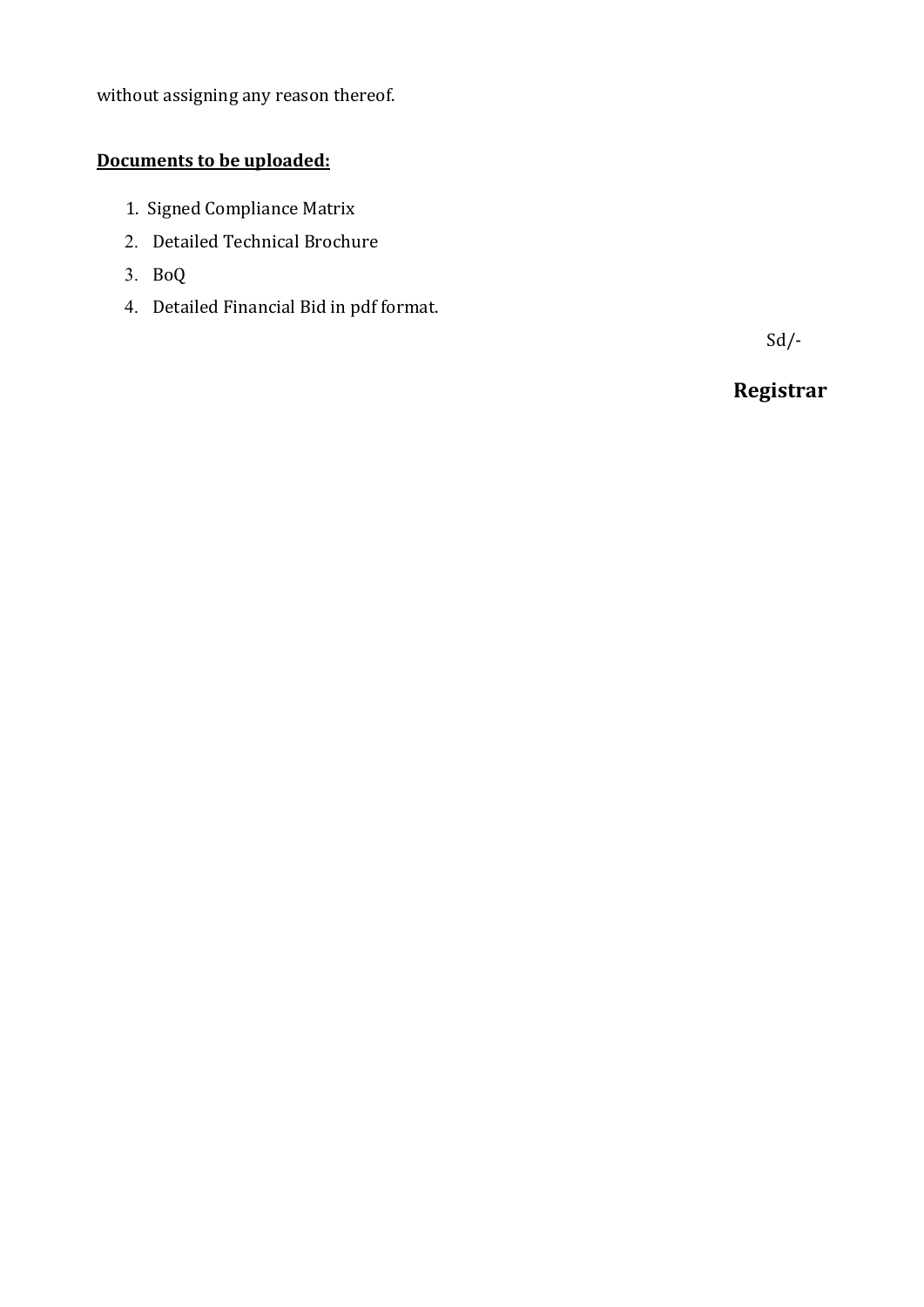without assigning any reason thereof.

**Documents to be uploaded:**

1. Signed Compliance Matrix
2. Detailed Technical Brochure
3. BoQ
4. Detailed Financial Bid in pdf format.

Sd/-

**Registrar**